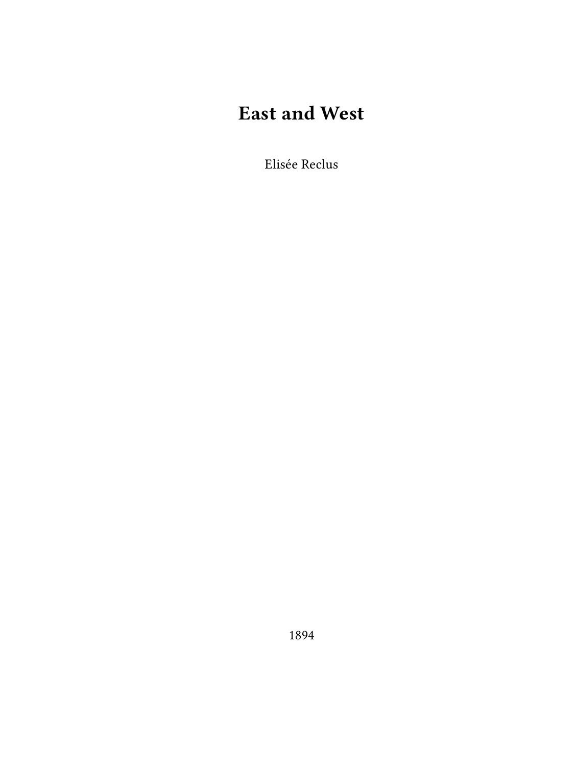# East and West

Elisée Reclus

1894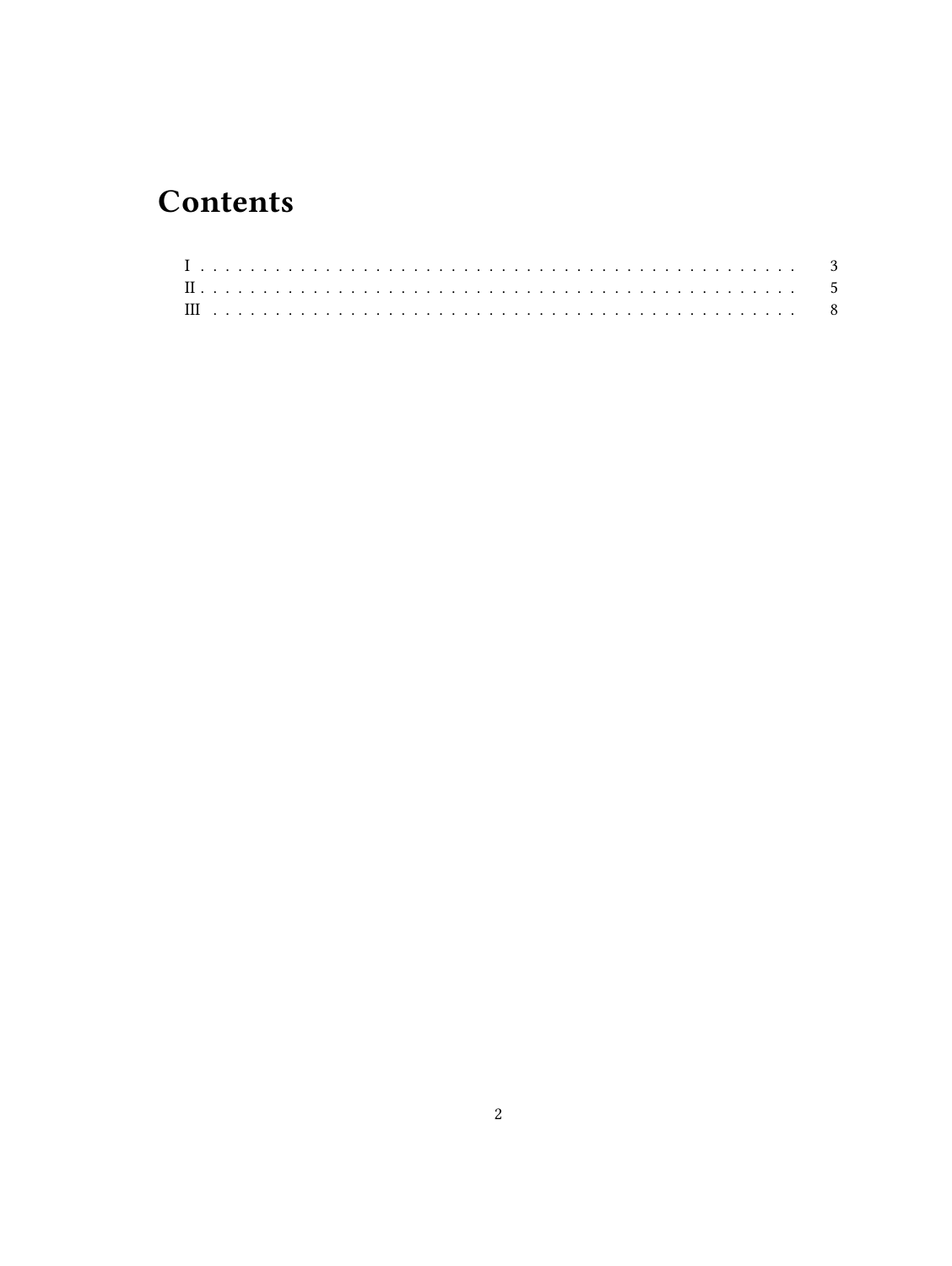# Contents

- I . . . . . . . . . . . . . . . . . . . . . . . . . . . . . . . . . . . . . . . . . . . . . . . 3
- II . . . . . . . . . . . . . . . . . . . . . . . . . . . . . . . . . . . . . . . . . . . . . . . 5
- III . . . . . . . . . . . . . . . . . . . . . . . . . . . . . . . . . . . . . . . . . . . . . . 8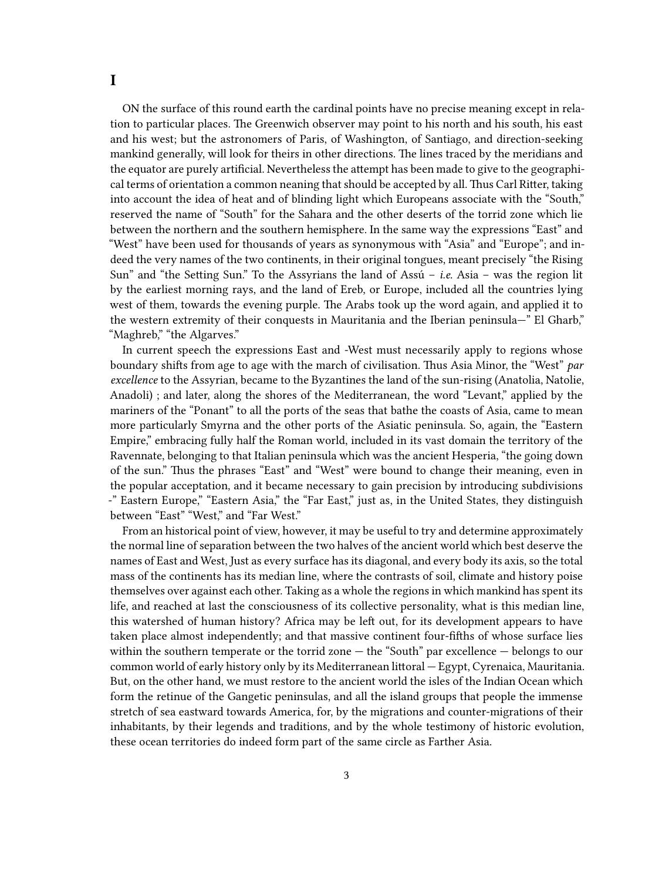# I

ON the surface of this round earth the cardinal points have no precise meaning except in relation to particular places. The Greenwich observer may point to his north and his south, his east and his west; but the astronomers of Paris, of Washington, of Santiago, and direction-seeking mankind generally, will look for theirs in other directions. The lines traced by the meridians and the equator are purely artificial. Nevertheless the attempt has been made to give to the geographical terms of orientation a common meaning that should be accepted by all. Thus Carl Ritter, taking into account the idea of heat and of blinding light which Europeans associate with the "South," reserved the name of "South" for the Sahara and the other deserts of the torrid zone which lie between the northern and the southern hemisphere. In the same way the expressions "East" and "West" have been used for thousands of years as synonymous with "Asia" and "Europe"; and indeed the very names of the two continents, in their original tongues, meant precisely "the Rising Sun" and "the Setting Sun." To the Assyrians the land of Assú – *i.e.* Asia – was the region lit by the earliest morning rays, and the land of Ereb, or Europe, included all the countries lying west of them, towards the evening purple. The Arabs took up the word again, and applied it to the western extremity of their conquests in Mauritania and the Iberian peninsula—" El Gharb," "Maghreb," "the Algarves."

In current speech the expressions East and -West must necessarily apply to regions whose boundary shifts from age to age with the march of civilisation. Thus Asia Minor, the "West" *par excellence* to the Assyrian, became to the Byzantines the land of the sun-rising (Anatolia, Natolie, Anadoli) ; and later, along the shores of the Mediterranean, the word "Levant," applied by the mariners of the "Ponant" to all the ports of the seas that bathe the coasts of Asia, came to mean more particularly Smyrna and the other ports of the Asiatic peninsula. So, again, the "Eastern Empire," embracing fully half the Roman world, included in its vast domain the territory of the Ravennate, belonging to that Italian peninsula which was the ancient Hesperia, "the going down of the sun." Thus the phrases "East" and "West" were bound to change their meaning, even in the popular acceptation, and it became necessary to gain precision by introducing subdivisions -" Eastern Europe," "Eastern Asia," the "Far East," just as, in the United States, they distinguish between "East" "West," and "Far West."

From an historical point of view, however, it may be useful to try and determine approximately the normal line of separation between the two halves of the ancient world which best deserve the names of East and West, Just as every surface has its diagonal, and every body its axis, so the total mass of the continents has its median line, where the contrasts of soil, climate and history poise themselves over against each other. Taking as a whole the regions in which mankind has spent its life, and reached at last the consciousness of its collective personality, what is this median line, this watershed of human history? Africa may be left out, for its development appears to have taken place almost independently; and that massive continent four-fifths of whose surface lies within the southern temperate or the torrid zone — the "South" par excellence — belongs to our common world of early history only by its Mediterranean littoral — Egypt, Cyrenaica, Mauritania. But, on the other hand, we must restore to the ancient world the isles of the Indian Ocean which form the retinue of the Gangetic peninsulas, and all the island groups that people the immense stretch of sea eastward towards America, for, by the migrations and counter-migrations of their inhabitants, by their legends and traditions, and by the whole testimony of historic evolution, these ocean territories do indeed form part of the same circle as Farther Asia.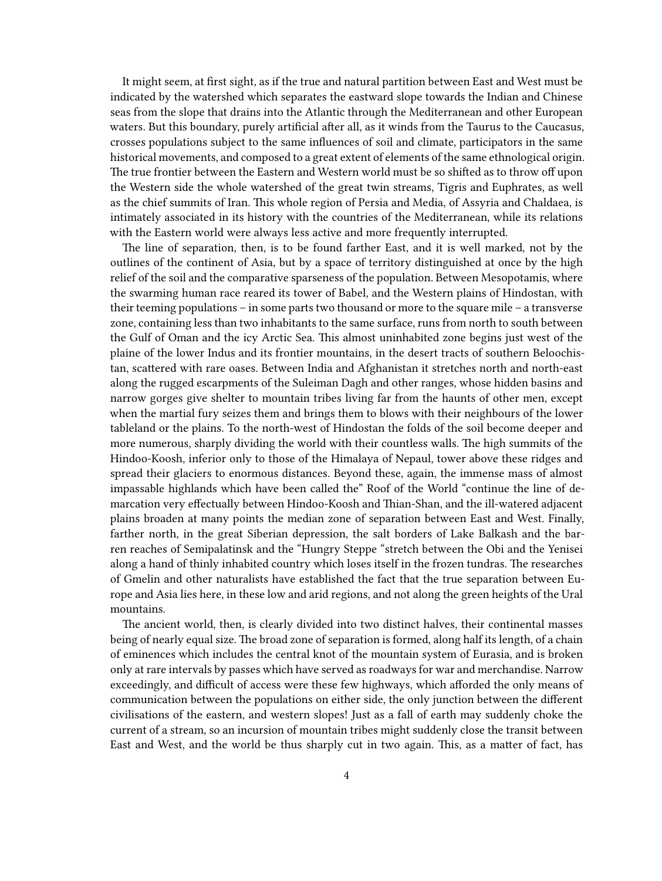It might seem, at first sight, as if the true and natural partition between East and West must be indicated by the watershed which separates the eastward slope towards the Indian and Chinese seas from the slope that drains into the Atlantic through the Mediterranean and other European waters. But this boundary, purely artificial after all, as it winds from the Taurus to the Caucasus, crosses populations subject to the same influences of soil and climate, participators in the same historical movements, and composed to a great extent of elements of the same ethnological origin. The true frontier between the Eastern and Western world must be so shifted as to throw off upon the Western side the whole watershed of the great twin streams, Tigris and Euphrates, as well as the chief summits of Iran. This whole region of Persia and Media, of Assyria and Chaldaea, is intimately associated in its history with the countries of the Mediterranean, while its relations with the Eastern world were always less active and more frequently interrupted.

The line of separation, then, is to be found farther East, and it is well marked, not by the outlines of the continent of Asia, but by a space of territory distinguished at once by the high relief of the soil and the comparative sparseness of the population. Between Mesopotamis, where the swarming human race reared its tower of Babel, and the Western plains of Hindostan, with their teeming populations – in some parts two thousand or more to the square mile – a transverse zone, containing less than two inhabitants to the same surface, runs from north to south between the Gulf of Oman and the icy Arctic Sea. This almost uninhabited zone begins just west of the plaine of the lower Indus and its frontier mountains, in the desert tracts of southern Beloochistan, scattered with rare oases. Between India and Afghanistan it stretches north and north-east along the rugged escarpments of the Suleiman Dagh and other ranges, whose hidden basins and narrow gorges give shelter to mountain tribes living far from the haunts of other men, except when the martial fury seizes them and brings them to blows with their neighbours of the lower tableland or the plains. To the north-west of Hindostan the folds of the soil become deeper and more numerous, sharply dividing the world with their countless walls. The high summits of the Hindoo-Koosh, inferior only to those of the Himalaya of Nepaul, tower above these ridges and spread their glaciers to enormous distances. Beyond these, again, the immense mass of almost impassable highlands which have been called the" Roof of the World "continue the line of demarcation very effectually between Hindoo-Koosh and Thian-Shan, and the ill-watered adjacent plains broaden at many points the median zone of separation between East and West. Finally, farther north, in the great Siberian depression, the salt borders of Lake Balkash and the barren reaches of Semipalatinsk and the "Hungry Steppe "stretch between the Obi and the Yenisei along a hand of thinly inhabited country which loses itself in the frozen tundras. The researches of Gmelin and other naturalists have established the fact that the true separation between Europe and Asia lies here, in these low and arid regions, and not along the green heights of the Ural mountains.

The ancient world, then, is clearly divided into two distinct halves, their continental masses being of nearly equal size. The broad zone of separation is formed, along half its length, of a chain of eminences which includes the central knot of the mountain system of Eurasia, and is broken only at rare intervals by passes which have served as roadways for war and merchandise. Narrow exceedingly, and difficult of access were these few highways, which afforded the only means of communication between the populations on either side, the only junction between the different civilisations of the eastern, and western slopes! Just as a fall of earth may suddenly choke the current of a stream, so an incursion of mountain tribes might suddenly close the transit between East and West, and the world be thus sharply cut in two again. This, as a matter of fact, has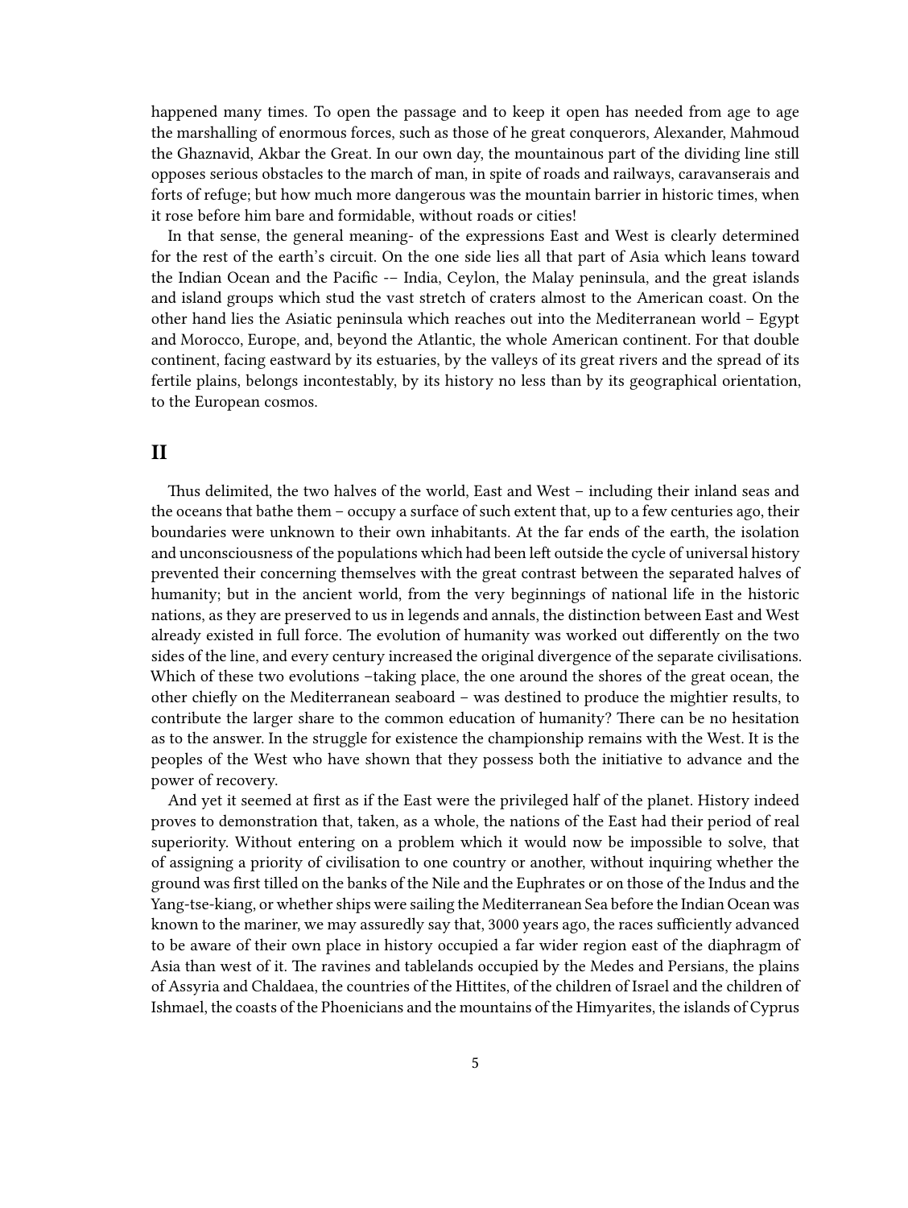happened many times. To open the passage and to keep it open has needed from age to age the marshalling of enormous forces, such as those of he great conquerors, Alexander, Mahmoud the Ghaznavid, Akbar the Great. In our own day, the mountainous part of the dividing line still opposes serious obstacles to the march of man, in spite of roads and railways, caravanserais and forts of refuge; but how much more dangerous was the mountain barrier in historic times, when it rose before him bare and formidable, without roads or cities!

In that sense, the general meaning- of the expressions East and West is clearly determined for the rest of the earth's circuit. On the one side lies all that part of Asia which leans toward the Indian Ocean and the Pacific -– India, Ceylon, the Malay peninsula, and the great islands and island groups which stud the vast stretch of craters almost to the American coast. On the other hand lies the Asiatic peninsula which reaches out into the Mediterranean world – Egypt and Morocco, Europe, and, beyond the Atlantic, the whole American continent. For that double continent, facing eastward by its estuaries, by the valleys of its great rivers and the spread of its fertile plains, belongs incontestably, by its history no less than by its geographical orientation, to the European cosmos.

## II

Thus delimited, the two halves of the world, East and West – including their inland seas and the oceans that bathe them – occupy a surface of such extent that, up to a few centuries ago, their boundaries were unknown to their own inhabitants. At the far ends of the earth, the isolation and unconsciousness of the populations which had been left outside the cycle of universal history prevented their concerning themselves with the great contrast between the separated halves of humanity; but in the ancient world, from the very beginnings of national life in the historic nations, as they are preserved to us in legends and annals, the distinction between East and West already existed in full force. The evolution of humanity was worked out differently on the two sides of the line, and every century increased the original divergence of the separate civilisations. Which of these two evolutions –taking place, the one around the shores of the great ocean, the other chiefly on the Mediterranean seaboard – was destined to produce the mightier results, to contribute the larger share to the common education of humanity? There can be no hesitation as to the answer. In the struggle for existence the championship remains with the West. It is the peoples of the West who have shown that they possess both the initiative to advance and the power of recovery.

And yet it seemed at first as if the East were the privileged half of the planet. History indeed proves to demonstration that, taken, as a whole, the nations of the East had their period of real superiority. Without entering on a problem which it would now be impossible to solve, that of assigning a priority of civilisation to one country or another, without inquiring whether the ground was first tilled on the banks of the Nile and the Euphrates or on those of the Indus and the Yang-tse-kiang, or whether ships were sailing the Mediterranean Sea before the Indian Ocean was known to the mariner, we may assuredly say that, 3000 years ago, the races sufficiently advanced to be aware of their own place in history occupied a far wider region east of the diaphragm of Asia than west of it. The ravines and tablelands occupied by the Medes and Persians, the plains of Assyria and Chaldaea, the countries of the Hittites, of the children of Israel and the children of Ishmael, the coasts of the Phoenicians and the mountains of the Himyarites, the islands of Cyprus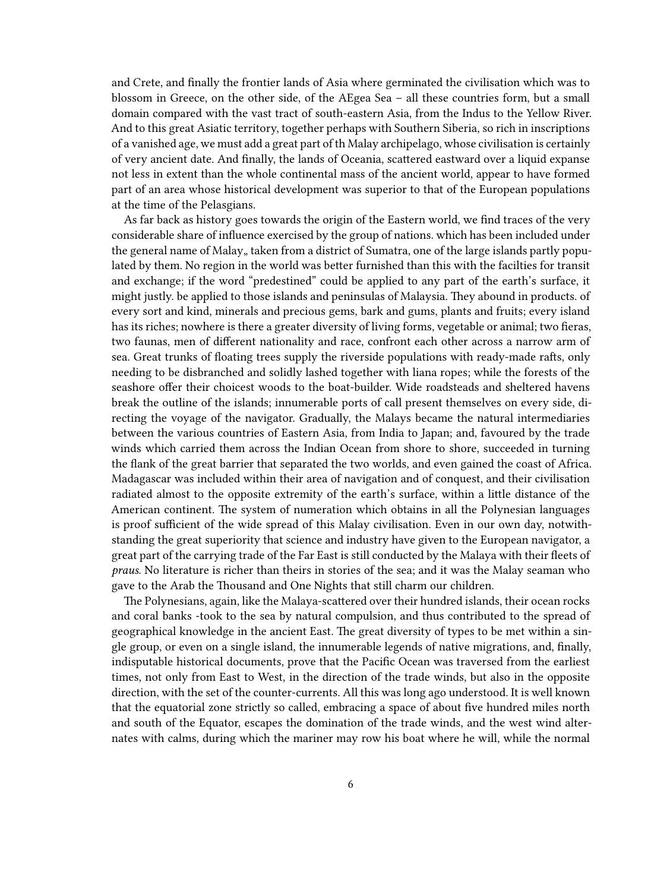and Crete, and finally the frontier lands of Asia where germinated the civilisation which was to blossom in Greece, on the other side, of the AEgea Sea – all these countries form, but a small domain compared with the vast tract of south-eastern Asia, from the Indus to the Yellow River. And to this great Asiatic territory, together perhaps with Southern Siberia, so rich in inscriptions of a vanished age, we must add a great part of th Malay archipelago, whose civilisation is certainly of very ancient date. And finally, the lands of Oceania, scattered eastward over a liquid expanse not less in extent than the whole continental mass of the ancient world, appear to have formed part of an area whose historical development was superior to that of the European populations at the time of the Pelasgians.

As far back as history goes towards the origin of the Eastern world, we find traces of the very considerable share of influence exercised by the group of nations. which has been included under the general name of Malay„ taken from a district of Sumatra, one of the large islands partly populated by them. No region in the world was better furnished than this with the facilties for transit and exchange; if the word "predestined" could be applied to any part of the earth's surface, it might justly. be applied to those islands and peninsulas of Malaysia. They abound in products. of every sort and kind, minerals and precious gems, bark and gums, plants and fruits; every island has its riches; nowhere is there a greater diversity of living forms, vegetable or animal; two fieras, two faunas, men of different nationality and race, confront each other across a narrow arm of sea. Great trunks of floating trees supply the riverside populations with ready-made rafts, only needing to be disbranched and solidly lashed together with liana ropes; while the forests of the seashore offer their choicest woods to the boat-builder. Wide roadsteads and sheltered havens break the outline of the islands; innumerable ports of call present themselves on every side, directing the voyage of the navigator. Gradually, the Malays became the natural intermediaries between the various countries of Eastern Asia, from India to Japan; and, favoured by the trade winds which carried them across the Indian Ocean from shore to shore, succeeded in turning the flank of the great barrier that separated the two worlds, and even gained the coast of Africa. Madagascar was included within their area of navigation and of conquest, and their civilisation radiated almost to the opposite extremity of the earth's surface, within a little distance of the American continent. The system of numeration which obtains in all the Polynesian languages is proof sufficient of the wide spread of this Malay civilisation. Even in our own day, notwithstanding the great superiority that science and industry have given to the European navigator, a great part of the carrying trade of the Far East is still conducted by the Malaya with their fleets of *praus*. No literature is richer than theirs in stories of the sea; and it was the Malay seaman who gave to the Arab the Thousand and One Nights that still charm our children.

The Polynesians, again, like the Malaya-scattered over their hundred islands, their ocean rocks and coral banks -took to the sea by natural compulsion, and thus contributed to the spread of geographical knowledge in the ancient East. The great diversity of types to be met within a single group, or even on a single island, the innumerable legends of native migrations, and, finally, indisputable historical documents, prove that the Pacific Ocean was traversed from the earliest times, not only from East to West, in the direction of the trade winds, but also in the opposite direction, with the set of the counter-currents. All this was long ago understood. It is well known that the equatorial zone strictly so called, embracing a space of about five hundred miles north and south of the Equator, escapes the domination of the trade winds, and the west wind alternates with calms, during which the mariner may row his boat where he will, while the normal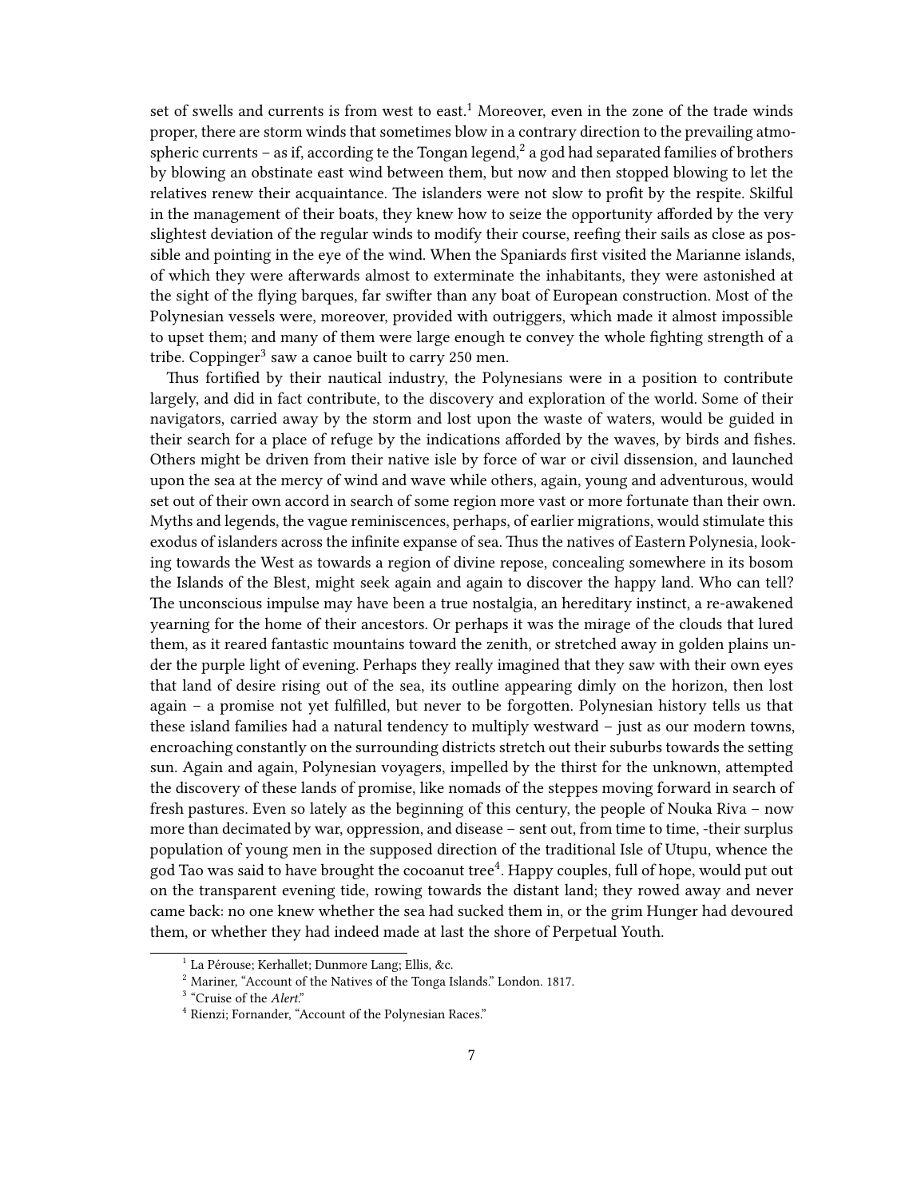set of swells and currents is from west to east.[1] Moreover, even in the zone of the trade winds proper, there are storm winds that sometimes blow in a contrary direction to the prevailing atmospheric currents – as if, according te the Tongan legend,[2] a god had separated families of brothers by blowing an obstinate east wind between them, but now and then stopped blowing to let the relatives renew their acquaintance. The islanders were not slow to profit by the respite. Skilful in the management of their boats, they knew how to seize the opportunity afforded by the very slightest deviation of the regular winds to modify their course, reefing their sails as close as possible and pointing in the eye of the wind. When the Spaniards first visited the Marianne islands, of which they were afterwards almost to exterminate the inhabitants, they were astonished at the sight of the flying barques, far swifter than any boat of European construction. Most of the Polynesian vessels were, moreover, provided with outriggers, which made it almost impossible to upset them; and many of them were large enough te convey the whole fighting strength of a tribe. Coppinger[3] saw a canoe built to carry 250 men.

Thus fortified by their nautical industry, the Polynesians were in a position to contribute largely, and did in fact contribute, to the discovery and exploration of the world. Some of their navigators, carried away by the storm and lost upon the waste of waters, would be guided in their search for a place of refuge by the indications afforded by the waves, by birds and fishes. Others might be driven from their native isle by force of war or civil dissension, and launched upon the sea at the mercy of wind and wave while others, again, young and adventurous, would set out of their own accord in search of some region more vast or more fortunate than their own. Myths and legends, the vague reminiscences, perhaps, of earlier migrations, would stimulate this exodus of islanders across the infinite expanse of sea. Thus the natives of Eastern Polynesia, looking towards the West as towards a region of divine repose, concealing somewhere in its bosom the Islands of the Blest, might seek again and again to discover the happy land. Who can tell? The unconscious impulse may have been a true nostalgia, an hereditary instinct, a re-awakened yearning for the home of their ancestors. Or perhaps it was the mirage of the clouds that lured them, as it reared fantastic mountains toward the zenith, or stretched away in golden plains under the purple light of evening. Perhaps they really imagined that they saw with their own eyes that land of desire rising out of the sea, its outline appearing dimly on the horizon, then lost again – a promise not yet fulfilled, but never to be forgotten. Polynesian history tells us that these island families had a natural tendency to multiply westward – just as our modern towns, encroaching constantly on the surrounding districts stretch out their suburbs towards the setting sun. Again and again, Polynesian voyagers, impelled by the thirst for the unknown, attempted the discovery of these lands of promise, like nomads of the steppes moving forward in search of fresh pastures. Even so lately as the beginning of this century, the people of Nouka Riva – now more than decimated by war, oppression, and disease – sent out, from time to time, -their surplus population of young men in the supposed direction of the traditional Isle of Utupu, whence the god Tao was said to have brought the cocoanut tree[4]. Happy couples, full of hope, would put out on the transparent evening tide, rowing towards the distant land; they rowed away and never came back: no one knew whether the sea had sucked them in, or the grim Hunger had devoured them, or whether they had indeed made at last the shore of Perpetual Youth.

[1] La Pérouse; Kerhallet; Dunmore Lang; Ellis, &c.

[2] Mariner, "Account of the Natives of the Tonga Islands." London. 1817.

[3] "Cruise of the *Alert*."

[4] Rienzi; Fornander, "Account of the Polynesian Races."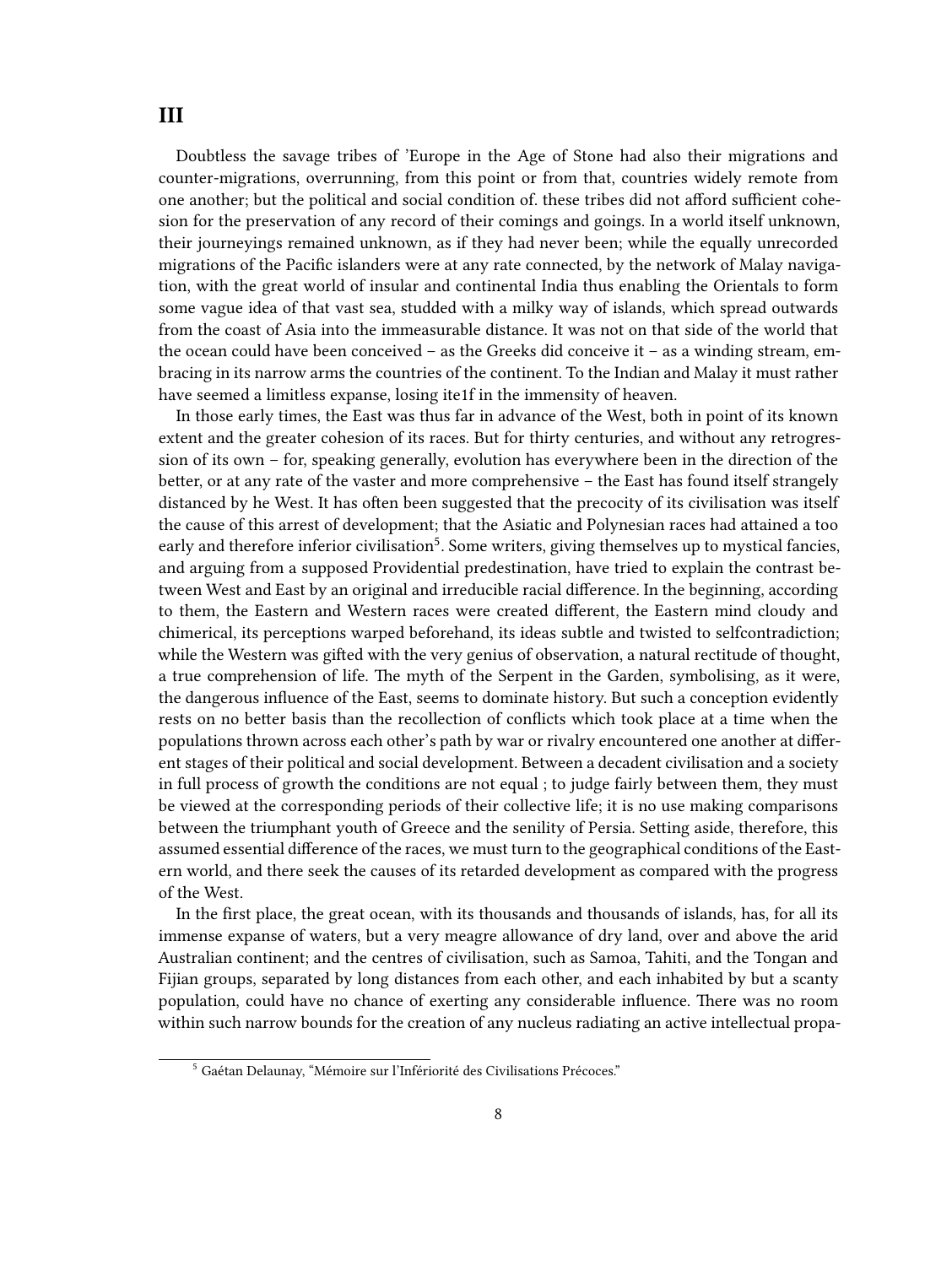## III

Doubtless the savage tribes of 'Europe in the Age of Stone had also their migrations and counter-migrations, overrunning, from this point or from that, countries widely remote from one another; but the political and social condition of. these tribes did not afford sufficient cohesion for the preservation of any record of their comings and goings. In a world itself unknown, their journeyings remained unknown, as if they had never been; while the equally unrecorded migrations of the Pacific islanders were at any rate connected, by the network of Malay navigation, with the great world of insular and continental India thus enabling the Orientals to form some vague idea of that vast sea, studded with a milky way of islands, which spread outwards from the coast of Asia into the immeasurable distance. It was not on that side of the world that the ocean could have been conceived – as the Greeks did conceive it – as a winding stream, embracing in its narrow arms the countries of the continent. To the Indian and Malay it must rather have seemed a limitless expanse, losing ite1f in the immensity of heaven.

In those early times, the East was thus far in advance of the West, both in point of its known extent and the greater cohesion of its races. But for thirty centuries, and without any retrogression of its own – for, speaking generally, evolution has everywhere been in the direction of the better, or at any rate of the vaster and more comprehensive – the East has found itself strangely distanced by he West. It has often been suggested that the precocity of its civilisation was itself the cause of this arrest of development; that the Asiatic and Polynesian races had attained a too early and therefore inferior civilisation[5]. Some writers, giving themselves up to mystical fancies, and arguing from a supposed Providential predestination, have tried to explain the contrast between West and East by an original and irreducible racial difference. In the beginning, according to them, the Eastern and Western races were created different, the Eastern mind cloudy and chimerical, its perceptions warped beforehand, its ideas subtle and twisted to selfcontradiction; while the Western was gifted with the very genius of observation, a natural rectitude of thought, a true comprehension of life. The myth of the Serpent in the Garden, symbolising, as it were, the dangerous influence of the East, seems to dominate history. But such a conception evidently rests on no better basis than the recollection of conflicts which took place at a time when the populations thrown across each other's path by war or rivalry encountered one another at different stages of their political and social development. Between a decadent civilisation and a society in full process of growth the conditions are not equal ; to judge fairly between them, they must be viewed at the corresponding periods of their collective life; it is no use making comparisons between the triumphant youth of Greece and the senility of Persia. Setting aside, therefore, this assumed essential difference of the races, we must turn to the geographical conditions of the Eastern world, and there seek the causes of its retarded development as compared with the progress of the West.

In the first place, the great ocean, with its thousands and thousands of islands, has, for all its immense expanse of waters, but a very meagre allowance of dry land, over and above the arid Australian continent; and the centres of civilisation, such as Samoa, Tahiti, and the Tongan and Fijian groups, separated by long distances from each other, and each inhabited by but a scanty population, could have no chance of exerting any considerable influence. There was no room within such narrow bounds for the creation of any nucleus radiating an active intellectual propa-

---

[5] Gaétan Delaunay, "Mémoire sur l'Infériorité des Civilisations Précoces."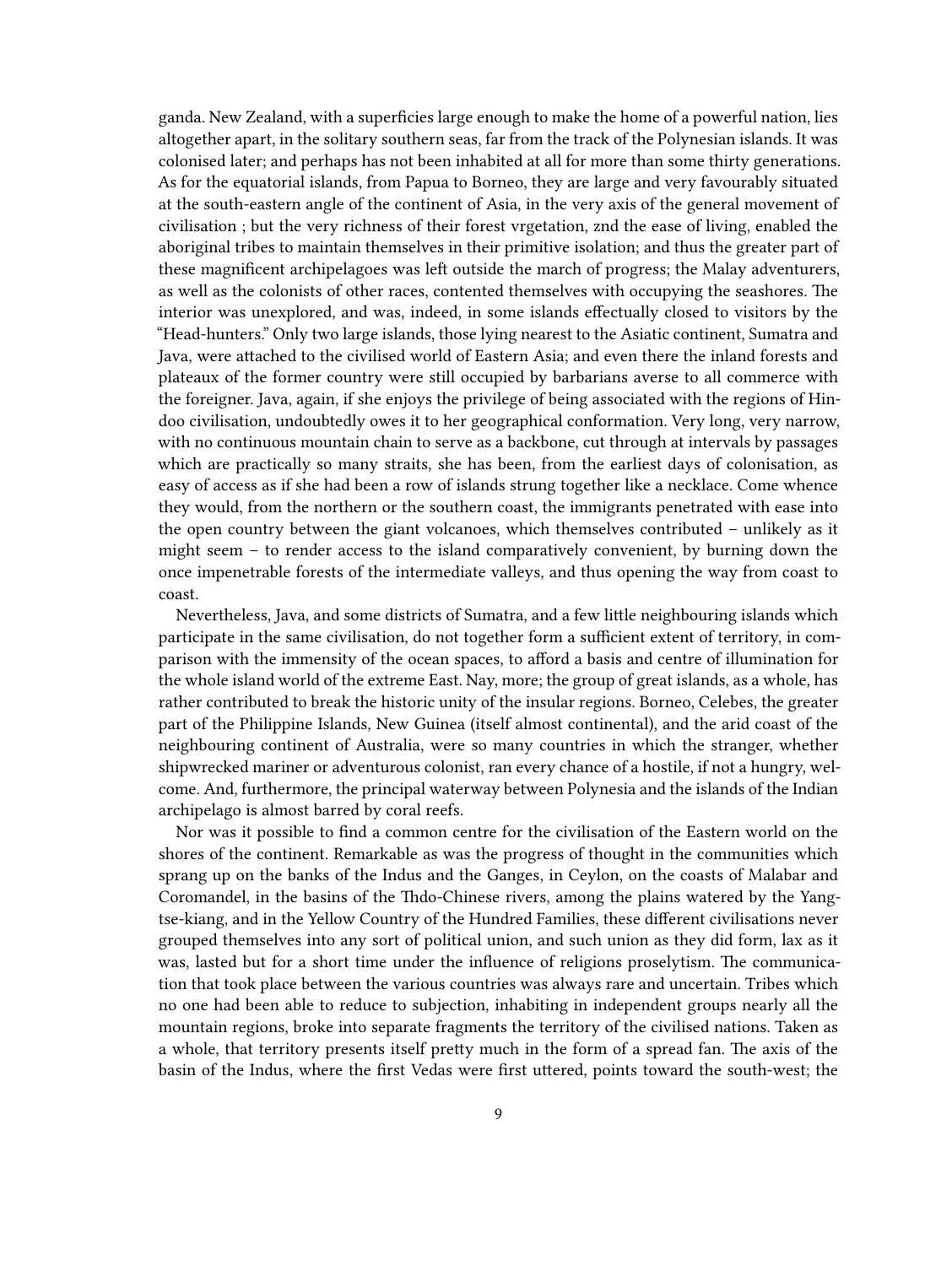ganda. New Zealand, with a superficies large enough to make the home of a powerful nation, lies altogether apart, in the solitary southern seas, far from the track of the Polynesian islands. It was colonised later; and perhaps has not been inhabited at all for more than some thirty generations. As for the equatorial islands, from Papua to Borneo, they are large and very favourably situated at the south-eastern angle of the continent of Asia, in the very axis of the general movement of civilisation ; but the very richness of their forest vrgetation, znd the ease of living, enabled the aboriginal tribes to maintain themselves in their primitive isolation; and thus the greater part of these magnificent archipelagoes was left outside the march of progress; the Malay adventurers, as well as the colonists of other races, contented themselves with occupying the seashores. The interior was unexplored, and was, indeed, in some islands effectually closed to visitors by the "Head-hunters." Only two large islands, those lying nearest to the Asiatic continent, Sumatra and Java, were attached to the civilised world of Eastern Asia; and even there the inland forests and plateaux of the former country were still occupied by barbarians averse to all commerce with the foreigner. Java, again, if she enjoys the privilege of being associated with the regions of Hindoo civilisation, undoubtedly owes it to her geographical conformation. Very long, very narrow, with no continuous mountain chain to serve as a backbone, cut through at intervals by passages which are practically so many straits, she has been, from the earliest days of colonisation, as easy of access as if she had been a row of islands strung together like a necklace. Come whence they would, from the northern or the southern coast, the immigrants penetrated with ease into the open country between the giant volcanoes, which themselves contributed – unlikely as it might seem – to render access to the island comparatively convenient, by burning down the once impenetrable forests of the intermediate valleys, and thus opening the way from coast to coast.

Nevertheless, Java, and some districts of Sumatra, and a few little neighbouring islands which participate in the same civilisation, do not together form a sufficient extent of territory, in comparison with the immensity of the ocean spaces, to afford a basis and centre of illumination for the whole island world of the extreme East. Nay, more; the group of great islands, as a whole, has rather contributed to break the historic unity of the insular regions. Borneo, Celebes, the greater part of the Philippine Islands, New Guinea (itself almost continental), and the arid coast of the neighbouring continent of Australia, were so many countries in which the stranger, whether shipwrecked mariner or adventurous colonist, ran every chance of a hostile, if not a hungry, welcome. And, furthermore, the principal waterway between Polynesia and the islands of the Indian archipelago is almost barred by coral reefs.

Nor was it possible to find a common centre for the civilisation of the Eastern world on the shores of the continent. Remarkable as was the progress of thought in the communities which sprang up on the banks of the Indus and the Ganges, in Ceylon, on the coasts of Malabar and Coromandel, in the basins of the Thdo-Chinese rivers, among the plains watered by the Yang-tse-kiang, and in the Yellow Country of the Hundred Families, these different civilisations never grouped themselves into any sort of political union, and such union as they did form, lax as it was, lasted but for a short time under the influence of religions proselytism. The communication that took place between the various countries was always rare and uncertain. Tribes which no one had been able to reduce to subjection, inhabiting in independent groups nearly all the mountain regions, broke into separate fragments the territory of the civilised nations. Taken as a whole, that territory presents itself pretty much in the form of a spread fan. The axis of the basin of the Indus, where the first Vedas were first uttered, points toward the south-west; the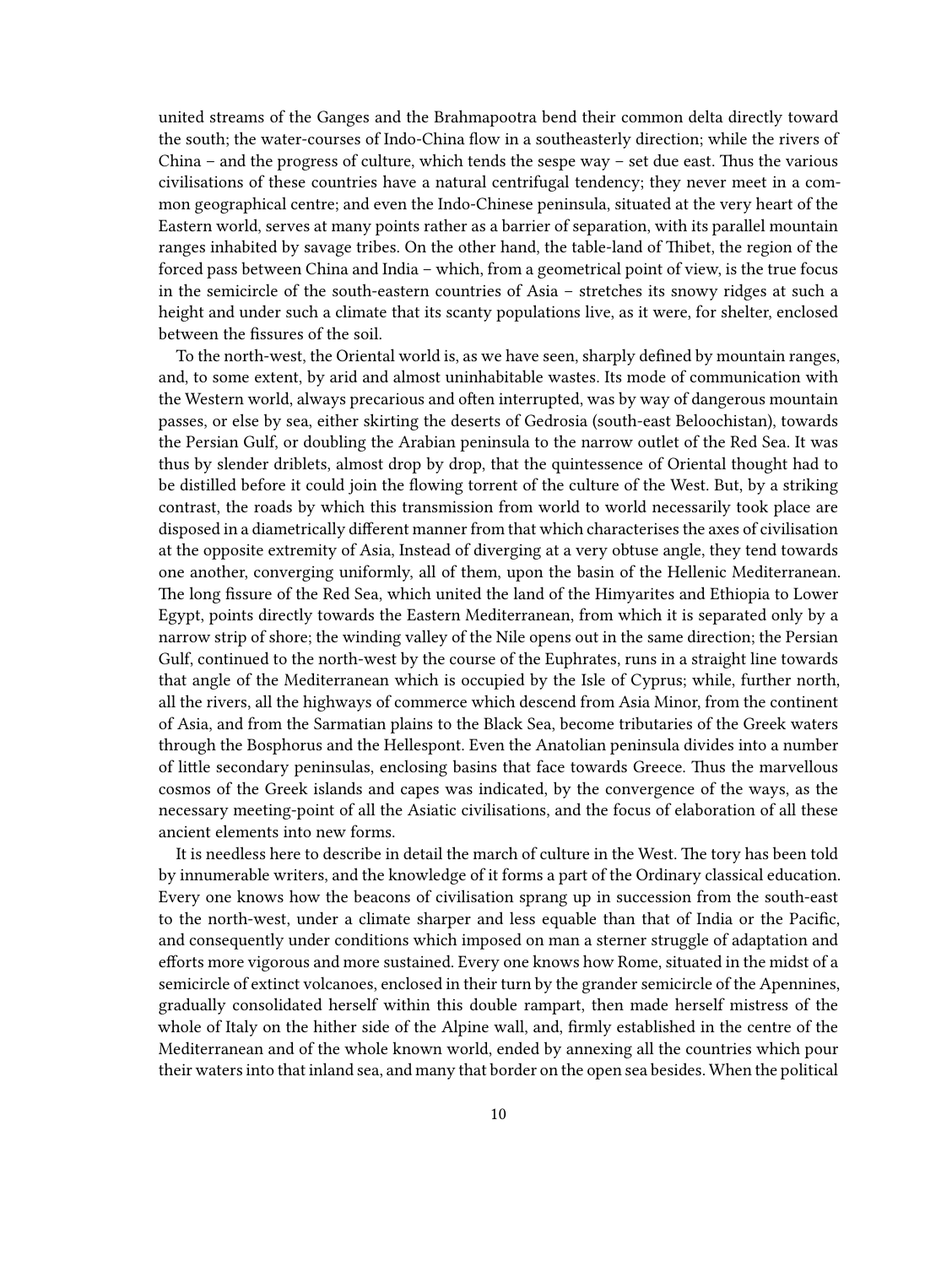united streams of the Ganges and the Brahmapootra bend their common delta directly toward the south; the water-courses of Indo-China flow in a southeasterly direction; while the rivers of China – and the progress of culture, which tends the sespe way – set due east. Thus the various civilisations of these countries have a natural centrifugal tendency; they never meet in a common geographical centre; and even the Indo-Chinese peninsula, situated at the very heart of the Eastern world, serves at many points rather as a barrier of separation, with its parallel mountain ranges inhabited by savage tribes. On the other hand, the table-land of Thibet, the region of the forced pass between China and India – which, from a geometrical point of view, is the true focus in the semicircle of the south-eastern countries of Asia – stretches its snowy ridges at such a height and under such a climate that its scanty populations live, as it were, for shelter, enclosed between the fissures of the soil.

To the north-west, the Oriental world is, as we have seen, sharply defined by mountain ranges, and, to some extent, by arid and almost uninhabitable wastes. Its mode of communication with the Western world, always precarious and often interrupted, was by way of dangerous mountain passes, or else by sea, either skirting the deserts of Gedrosia (south-east Beloochistan), towards the Persian Gulf, or doubling the Arabian peninsula to the narrow outlet of the Red Sea. It was thus by slender driblets, almost drop by drop, that the quintessence of Oriental thought had to be distilled before it could join the flowing torrent of the culture of the West. But, by a striking contrast, the roads by which this transmission from world to world necessarily took place are disposed in a diametrically different manner from that which characterises the axes of civilisation at the opposite extremity of Asia, Instead of diverging at a very obtuse angle, they tend towards one another, converging uniformly, all of them, upon the basin of the Hellenic Mediterranean. The long fissure of the Red Sea, which united the land of the Himyarites and Ethiopia to Lower Egypt, points directly towards the Eastern Mediterranean, from which it is separated only by a narrow strip of shore; the winding valley of the Nile opens out in the same direction; the Persian Gulf, continued to the north-west by the course of the Euphrates, runs in a straight line towards that angle of the Mediterranean which is occupied by the Isle of Cyprus; while, further north, all the rivers, all the highways of commerce which descend from Asia Minor, from the continent of Asia, and from the Sarmatian plains to the Black Sea, become tributaries of the Greek waters through the Bosphorus and the Hellespont. Even the Anatolian peninsula divides into a number of little secondary peninsulas, enclosing basins that face towards Greece. Thus the marvellous cosmos of the Greek islands and capes was indicated, by the convergence of the ways, as the necessary meeting-point of all the Asiatic civilisations, and the focus of elaboration of all these ancient elements into new forms.

It is needless here to describe in detail the march of culture in the West. The tory has been told by innumerable writers, and the knowledge of it forms a part of the Ordinary classical education. Every one knows how the beacons of civilisation sprang up in succession from the south-east to the north-west, under a climate sharper and less equable than that of India or the Pacific, and consequently under conditions which imposed on man a sterner struggle of adaptation and efforts more vigorous and more sustained. Every one knows how Rome, situated in the midst of a semicircle of extinct volcanoes, enclosed in their turn by the grander semicircle of the Apennines, gradually consolidated herself within this double rampart, then made herself mistress of the whole of Italy on the hither side of the Alpine wall, and, firmly established in the centre of the Mediterranean and of the whole known world, ended by annexing all the countries which pour their waters into that inland sea, and many that border on the open sea besides. When the political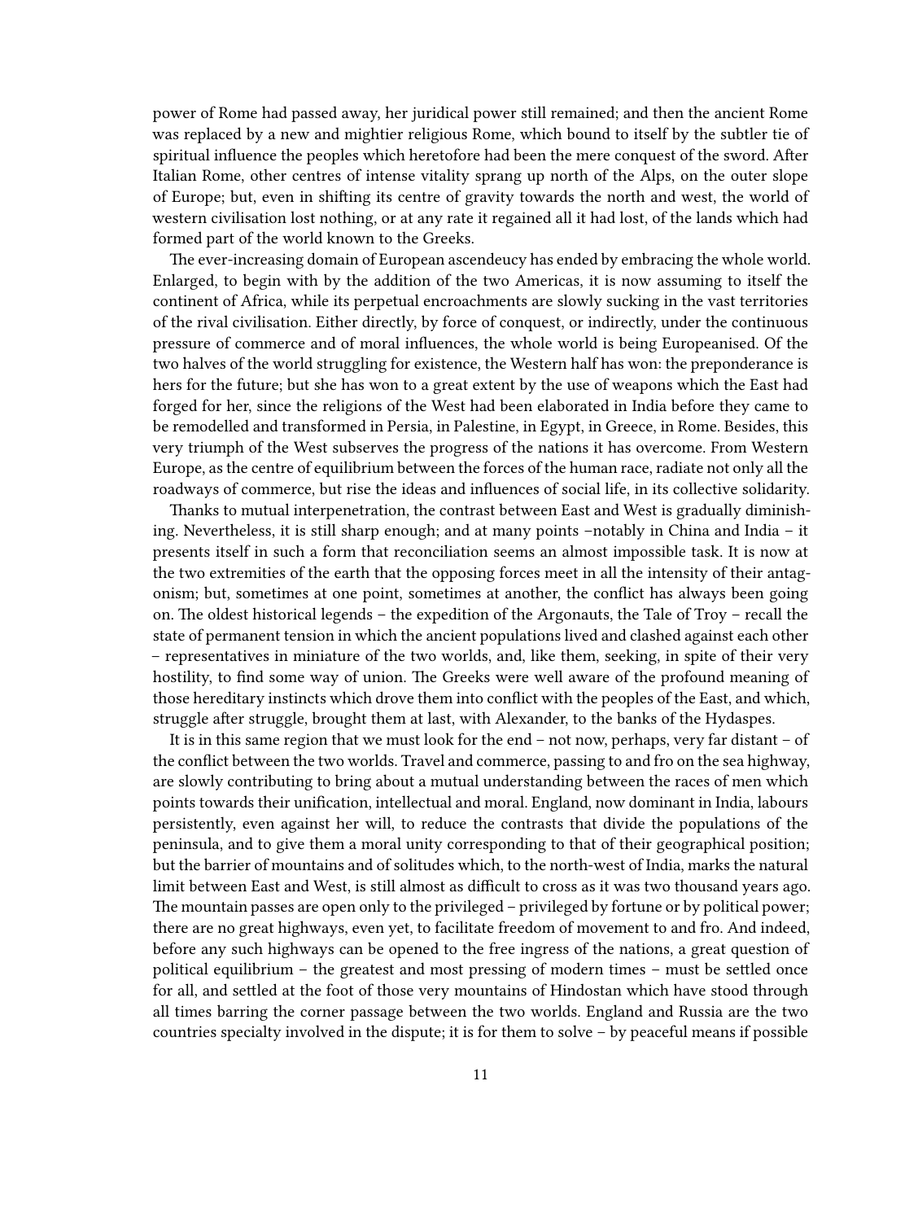power of Rome had passed away, her juridical power still remained; and then the ancient Rome was replaced by a new and mightier religious Rome, which bound to itself by the subtler tie of spiritual influence the peoples which heretofore had been the mere conquest of the sword. After Italian Rome, other centres of intense vitality sprang up north of the Alps, on the outer slope of Europe; but, even in shifting its centre of gravity towards the north and west, the world of western civilisation lost nothing, or at any rate it regained all it had lost, of the lands which had formed part of the world known to the Greeks.

The ever-increasing domain of European ascendeucy has ended by embracing the whole world. Enlarged, to begin with by the addition of the two Americas, it is now assuming to itself the continent of Africa, while its perpetual encroachments are slowly sucking in the vast territories of the rival civilisation. Either directly, by force of conquest, or indirectly, under the continuous pressure of commerce and of moral influences, the whole world is being Europeanised. Of the two halves of the world struggling for existence, the Western half has won: the preponderance is hers for the future; but she has won to a great extent by the use of weapons which the East had forged for her, since the religions of the West had been elaborated in India before they came to be remodelled and transformed in Persia, in Palestine, in Egypt, in Greece, in Rome. Besides, this very triumph of the West subserves the progress of the nations it has overcome. From Western Europe, as the centre of equilibrium between the forces of the human race, radiate not only all the roadways of commerce, but rise the ideas and influences of social life, in its collective solidarity.

Thanks to mutual interpenetration, the contrast between East and West is gradually diminishing. Nevertheless, it is still sharp enough; and at many points –notably in China and India – it presents itself in such a form that reconciliation seems an almost impossible task. It is now at the two extremities of the earth that the opposing forces meet in all the intensity of their antagonism; but, sometimes at one point, sometimes at another, the conflict has always been going on. The oldest historical legends – the expedition of the Argonauts, the Tale of Troy – recall the state of permanent tension in which the ancient populations lived and clashed against each other – representatives in miniature of the two worlds, and, like them, seeking, in spite of their very hostility, to find some way of union. The Greeks were well aware of the profound meaning of those hereditary instincts which drove them into conflict with the peoples of the East, and which, struggle after struggle, brought them at last, with Alexander, to the banks of the Hydaspes.

It is in this same region that we must look for the end – not now, perhaps, very far distant – of the conflict between the two worlds. Travel and commerce, passing to and fro on the sea highway, are slowly contributing to bring about a mutual understanding between the races of men which points towards their unification, intellectual and moral. England, now dominant in India, labours persistently, even against her will, to reduce the contrasts that divide the populations of the peninsula, and to give them a moral unity corresponding to that of their geographical position; but the barrier of mountains and of solitudes which, to the north-west of India, marks the natural limit between East and West, is still almost as difficult to cross as it was two thousand years ago. The mountain passes are open only to the privileged – privileged by fortune or by political power; there are no great highways, even yet, to facilitate freedom of movement to and fro. And indeed, before any such highways can be opened to the free ingress of the nations, a great question of political equilibrium – the greatest and most pressing of modern times – must be settled once for all, and settled at the foot of those very mountains of Hindostan which have stood through all times barring the corner passage between the two worlds. England and Russia are the two countries specialty involved in the dispute; it is for them to solve – by peaceful means if possible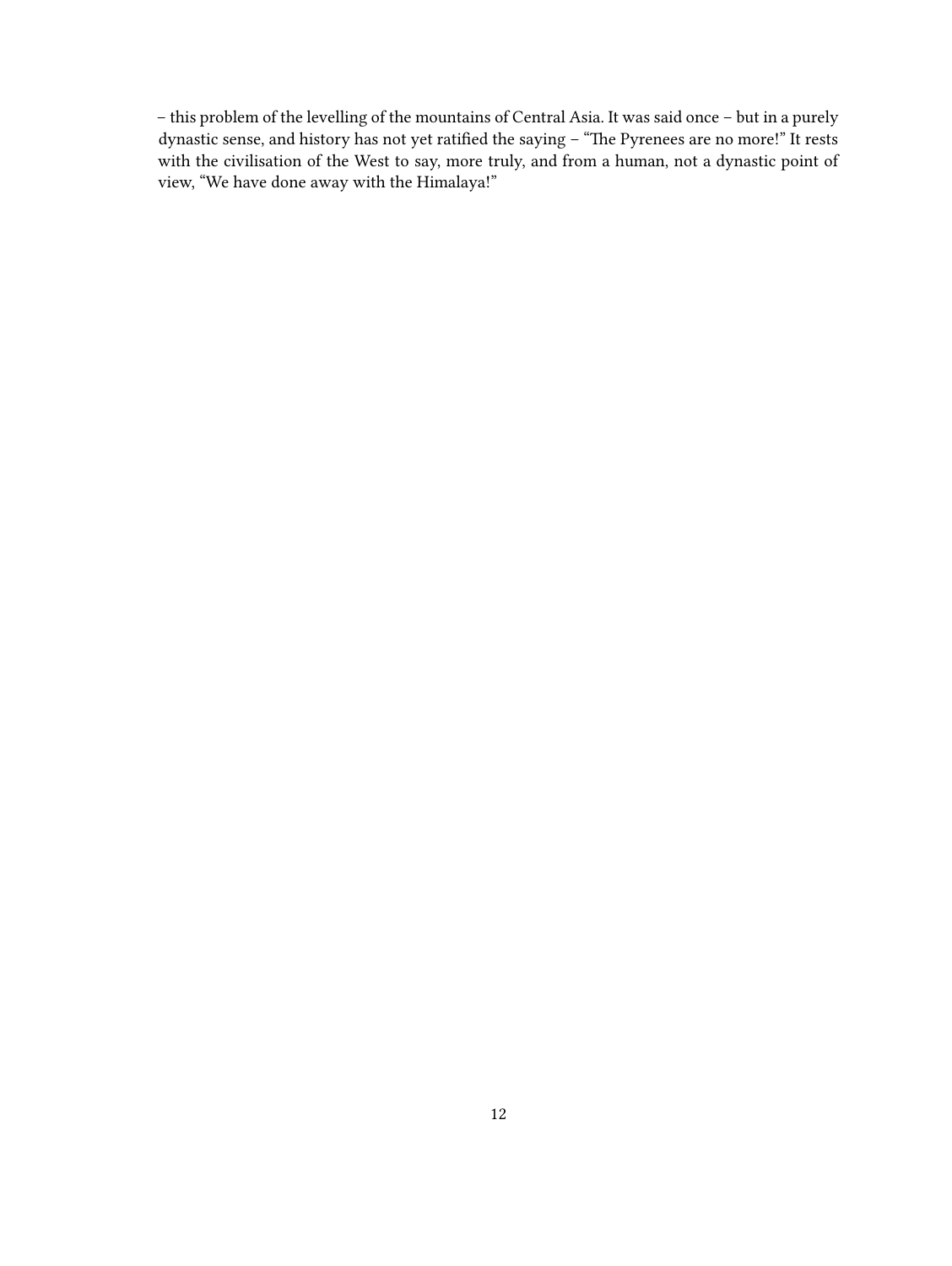– this problem of the levelling of the mountains of Central Asia. It was said once – but in a purely dynastic sense, and history has not yet ratified the saying – "The Pyrenees are no more!" It rests with the civilisation of the West to say, more truly, and from a human, not a dynastic point of view, "We have done away with the Himalaya!"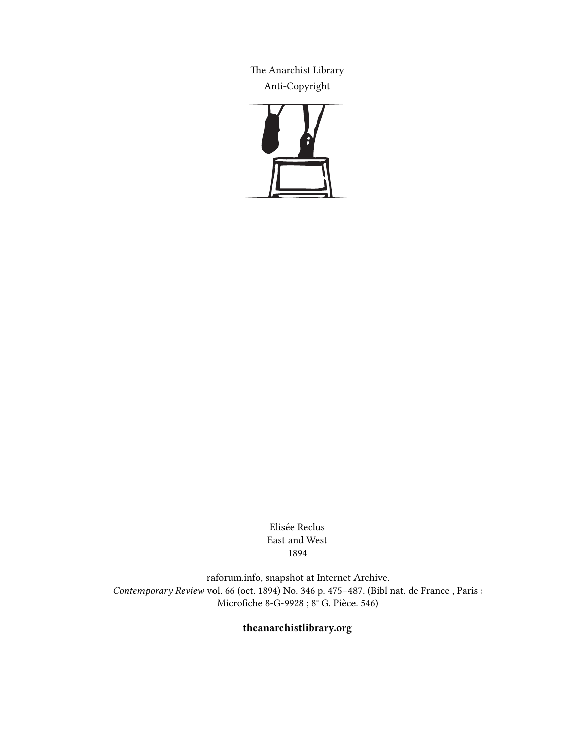The Anarchist Library
Anti-Copyright

Elisée Reclus
East and West
1894

raforum.info, snapshot at Internet Archive.
*Contemporary Review* vol. 66 (oct. 1894) No. 346 p. 475–487. (Bibl nat. de France , Paris : Microfiche 8-G-9928 ; 8° G. Pièce. 546)

**theanarchistlibrary.org**